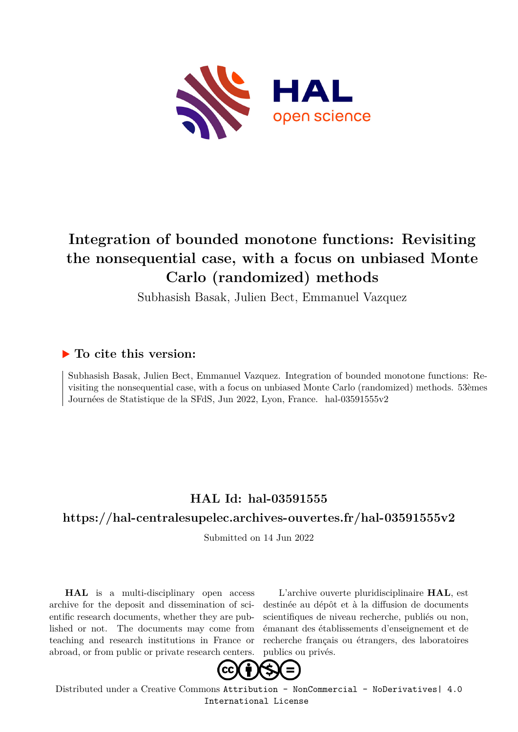# Integration of bounded monotone functions: Revisiting the nonsequential case, with a focus on unbiased Monte Carlo (randomized) methods

Subhasish Basak, Julien Bect, Emmanuel Vazquez

## ▶ To cite this version:

Subhasish Basak, Julien Bect, Emmanuel Vazquez. Integration of bounded monotone functions: Revisiting the nonsequential case, with a focus on unbiased Monte Carlo (randomized) methods. 53èmes Journées de Statistique de la SFdS, Jun 2022, Lyon, France. hal-03591555v2

## HAL Id: hal-03591555

## https://hal-centralesupelec.archives-ouvertes.fr/hal-03591555v2

Submitted on 14 Jun 2022

**HAL** is a multi-disciplinary open access archive for the deposit and dissemination of scientific research documents, whether they are published or not. The documents may come from teaching and research institutions in France or abroad, or from public or private research centers.

L'archive ouverte pluridisciplinaire **HAL**, est destinée au dépôt et à la diffusion de documents scientifiques de niveau recherche, publiés ou non, émanant des établissements d'enseignement et de recherche français ou étrangers, des laboratoires publics ou privés.

Distributed under a Creative Commons Attribution - NonCommercial - NoDerivatives| 4.0 International License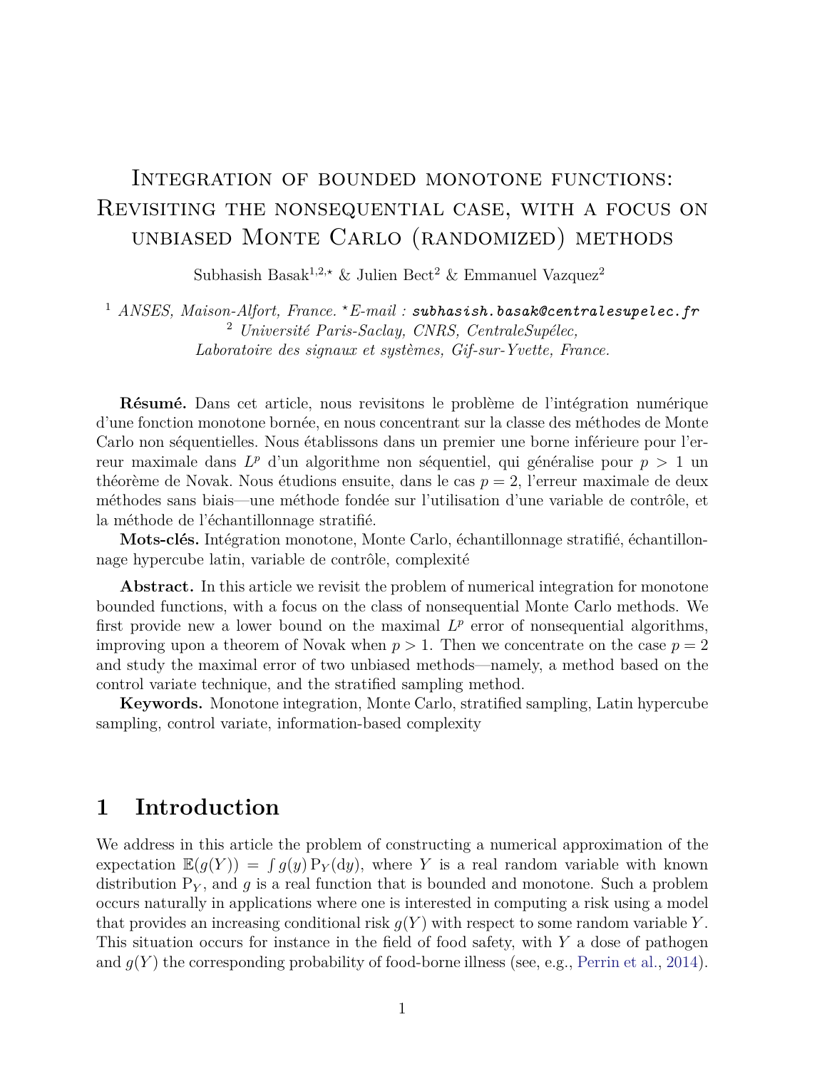# Integration of bounded monotone functions: Revisiting the nonsequential case, with a focus on unbiased Monte Carlo (randomized) methods

Subhasish Basak[1,2,⋆] & Julien Bect[2] & Emmanuel Vazquez[2]

[1] *ANSES, Maison-Alfort, France.* ⋆*E-mail :* `subhasish.basak@centralesupelec.fr`
[2] *Université Paris-Saclay, CNRS, CentraleSupélec, Laboratoire des signaux et systèmes, Gif-sur-Yvette, France.*

**Résumé.** Dans cet article, nous revisitons le problème de l'intégration numérique d'une fonction monotone bornée, en nous concentrant sur la classe des méthodes de Monte Carlo non séquentielles. Nous établissons dans un premier une borne inférieure pour l'erreur maximale dans $L^p$ d'un algorithme non séquentiel, qui généralise pour $p > 1$ un théorème de Novak. Nous étudions ensuite, dans le cas $p = 2$, l'erreur maximale de deux méthodes sans biais—une méthode fondée sur l'utilisation d'une variable de contrôle, et la méthode de l'échantillonnage stratifié.

**Mots-clés.** Intégration monotone, Monte Carlo, échantillonnage stratifié, échantillonnage hypercube latin, variable de contrôle, complexité

**Abstract.** In this article we revisit the problem of numerical integration for monotone bounded functions, with a focus on the class of nonsequential Monte Carlo methods. We first provide new a lower bound on the maximal $L^p$ error of nonsequential algorithms, improving upon a theorem of Novak when $p > 1$. Then we concentrate on the case $p = 2$ and study the maximal error of two unbiased methods—namely, a method based on the control variate technique, and the stratified sampling method.

**Keywords.** Monotone integration, Monte Carlo, stratified sampling, Latin hypercube sampling, control variate, information-based complexity

## 1 Introduction

We address in this article the problem of constructing a numerical approximation of the expectation $\mathbb{E}(g(Y)) = \int g(y)\,\mathrm{P}_Y(\mathrm{d}y)$, where $Y$ is a real random variable with known distribution $\mathrm{P}_Y$, and $g$ is a real function that is bounded and monotone. Such a problem occurs naturally in applications where one is interested in computing a risk using a model that provides an increasing conditional risk $g(Y)$ with respect to some random variable $Y$. This situation occurs for instance in the field of food safety, with $Y$ a dose of pathogen and $g(Y)$ the corresponding probability of food-borne illness (see, e.g., Perrin et al., 2014).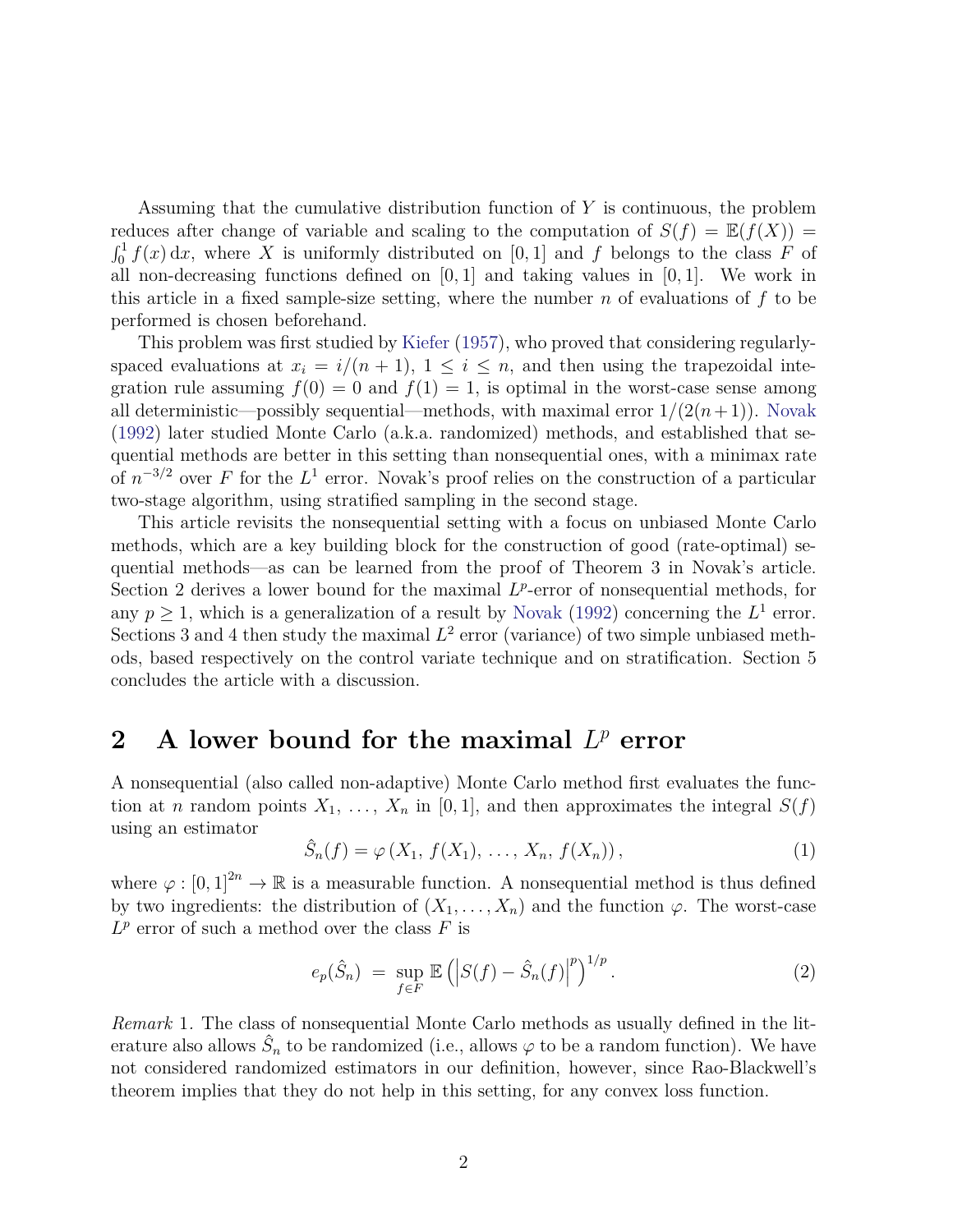Assuming that the cumulative distribution function of $Y$ is continuous, the problem reduces after change of variable and scaling to the computation of $S(f) = \mathbb{E}(f(X)) = \int_0^1 f(x)\,\mathrm{d}x$, where $X$ is uniformly distributed on $[0,1]$ and $f$ belongs to the class $F$ of all non-decreasing functions defined on $[0,1]$ and taking values in $[0,1]$. We work in this article in a fixed sample-size setting, where the number $n$ of evaluations of $f$ to be performed is chosen beforehand.

This problem was first studied by Kiefer (1957), who proved that considering regularly-spaced evaluations at $x_i = i/(n+1)$, $1 \le i \le n$, and then using the trapezoidal integration rule assuming $f(0) = 0$ and $f(1) = 1$, is optimal in the worst-case sense among all deterministic—possibly sequential—methods, with maximal error $1/(2(n+1))$. Novak (1992) later studied Monte Carlo (a.k.a. randomized) methods, and established that sequential methods are better in this setting than nonsequential ones, with a minimax rate of $n^{-3/2}$ over $F$ for the $L^1$ error. Novak's proof relies on the construction of a particular two-stage algorithm, using stratified sampling in the second stage.

This article revisits the nonsequential setting with a focus on unbiased Monte Carlo methods, which are a key building block for the construction of good (rate-optimal) sequential methods—as can be learned from the proof of Theorem 3 in Novak's article. Section 2 derives a lower bound for the maximal $L^p$-error of nonsequential methods, for any $p \ge 1$, which is a generalization of a result by Novak (1992) concerning the $L^1$ error. Sections 3 and 4 then study the maximal $L^2$ error (variance) of two simple unbiased methods, based respectively on the control variate technique and on stratification. Section 5 concludes the article with a discussion.

## 2 A lower bound for the maximal $L^p$ error

A nonsequential (also called non-adaptive) Monte Carlo method first evaluates the function at $n$ random points $X_1, \ldots, X_n$ in $[0,1]$, and then approximates the integral $S(f)$ using an estimator

$$\hat{S}_n(f) = \varphi\left(X_1,\, f(X_1),\, \ldots,\, X_n,\, f(X_n)\right), \tag{1}$$

where $\varphi : [0,1]^{2n} \to \mathbb{R}$ is a measurable function. A nonsequential method is thus defined by two ingredients: the distribution of $(X_1, \ldots, X_n)$ and the function $\varphi$. The worst-case $L^p$ error of such a method over the class $F$ is

$$e_p(\hat{S}_n) \;=\; \sup_{f \in F} \mathbb{E}\left(\left|S(f) - \hat{S}_n(f)\right|^p\right)^{1/p}. \tag{2}$$

*Remark* 1. The class of nonsequential Monte Carlo methods as usually defined in the literature also allows $\hat{S}_n$ to be randomized (i.e., allows $\varphi$ to be a random function). We have not considered randomized estimators in our definition, however, since Rao-Blackwell's theorem implies that they do not help in this setting, for any convex loss function.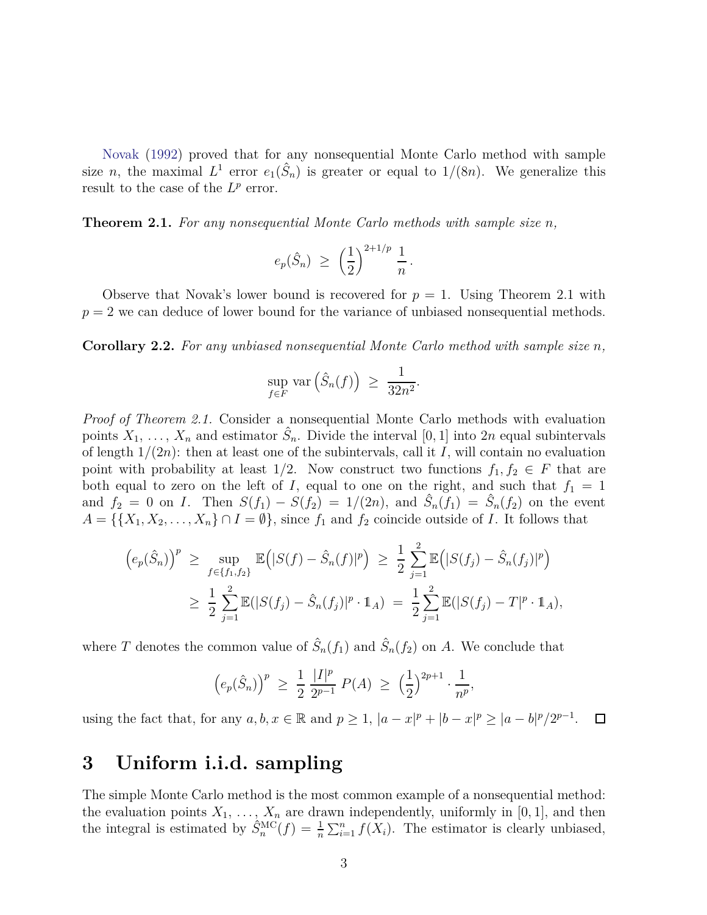Novak (1992) proved that for any nonsequential Monte Carlo method with sample size $n$, the maximal $L^1$ error $e_1(\hat{S}_n)$ is greater or equal to $1/(8n)$. We generalize this result to the case of the $L^p$ error.

**Theorem 2.1.** *For any nonsequential Monte Carlo methods with sample size $n$,*

$$e_p(\hat{S}_n) \;\geq\; \left(\frac{1}{2}\right)^{2+1/p} \frac{1}{n}.$$

Observe that Novak's lower bound is recovered for $p = 1$. Using Theorem 2.1 with $p = 2$ we can deduce of lower bound for the variance of unbiased nonsequential methods.

**Corollary 2.2.** *For any unbiased nonsequential Monte Carlo method with sample size $n$,*

$$\sup_{f \in F} \operatorname{var}\left(\hat{S}_n(f)\right) \;\geq\; \frac{1}{32n^2}.$$

*Proof of Theorem 2.1.* Consider a nonsequential Monte Carlo methods with evaluation points $X_1, \ldots, X_n$ and estimator $\hat{S}_n$. Divide the interval $[0,1]$ into $2n$ equal subintervals of length $1/(2n)$: then at least one of the subintervals, call it $I$, will contain no evaluation point with probability at least $1/2$. Now construct two functions $f_1, f_2 \in F$ that are both equal to zero on the left of $I$, equal to one on the right, and such that $f_1 = 1$ and $f_2 = 0$ on $I$. Then $S(f_1) - S(f_2) = 1/(2n)$, and $\hat{S}_n(f_1) = \hat{S}_n(f_2)$ on the event $A = \{\{X_1, X_2, \ldots, X_n\} \cap I = \emptyset\}$, since $f_1$ and $f_2$ coincide outside of $I$. It follows that

$$\begin{aligned}
\left(e_p(\hat{S}_n)\right)^p \;&\geq\; \sup_{f \in \{f_1, f_2\}} \mathbb{E}\Big(|S(f) - \hat{S}_n(f)|^p\Big) \;\geq\; \frac{1}{2}\sum_{j=1}^{2} \mathbb{E}\Big(|S(f_j) - \hat{S}_n(f_j)|^p\Big) \\
&\geq\; \frac{1}{2}\sum_{j=1}^{2} \mathbb{E}(|S(f_j) - \hat{S}_n(f_j)|^p \cdot \mathbb{1}_A) \;=\; \frac{1}{2}\sum_{j=1}^{2} \mathbb{E}(|S(f_j) - T|^p \cdot \mathbb{1}_A),
\end{aligned}$$

where $T$ denotes the common value of $\hat{S}_n(f_1)$ and $\hat{S}_n(f_2)$ on $A$. We conclude that

$$\left(e_p(\hat{S}_n)\right)^p \;\geq\; \frac{1}{2}\,\frac{|I|^p}{2^{p-1}}\,P(A) \;\geq\; \left(\frac{1}{2}\right)^{2p+1} \cdot \frac{1}{n^p},$$

using the fact that, for any $a, b, x \in \mathbb{R}$ and $p \geq 1$, $|a-x|^p + |b-x|^p \geq |a-b|^p/2^{p-1}$. $\square$

# 3 Uniform i.i.d. sampling

The simple Monte Carlo method is the most common example of a nonsequential method: the evaluation points $X_1, \ldots, X_n$ are drawn independently, uniformly in $[0,1]$, and then the integral is estimated by $\hat{S}_n^{\mathrm{MC}}(f) = \frac{1}{n}\sum_{i=1}^{n} f(X_i)$. The estimator is clearly unbiased,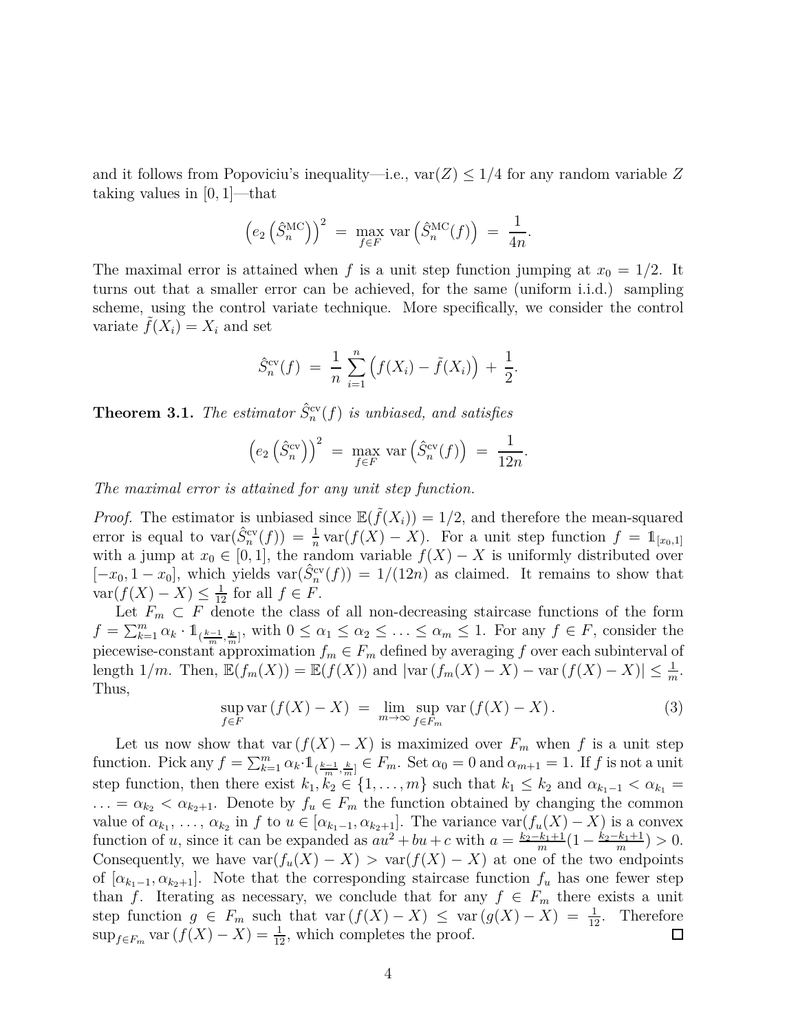and it follows from Popoviciu's inequality—i.e., $\operatorname{var}(Z) \le 1/4$ for any random variable $Z$ taking values in $[0, 1]$—that

$$\left(e_2\left(\hat{S}_n^{\mathrm{MC}}\right)\right)^2 \;=\; \max_{f \in F} \operatorname{var}\left(\hat{S}_n^{\mathrm{MC}}(f)\right) \;=\; \frac{1}{4n}.$$

The maximal error is attained when $f$ is a unit step function jumping at $x_0 = 1/2$. It turns out that a smaller error can be achieved, for the same (uniform i.i.d.) sampling scheme, using the control variate technique. More specifically, we consider the control variate $\tilde{f}(X_i) = X_i$ and set

$$\hat{S}_n^{\mathrm{cv}}(f) \;=\; \frac{1}{n}\sum_{i=1}^{n}\left(f(X_i) - \tilde{f}(X_i)\right) \;+\; \frac{1}{2}.$$

**Theorem 3.1.** *The estimator $\hat{S}_n^{\mathrm{cv}}(f)$ is unbiased, and satisfies*

$$\left(e_2\left(\hat{S}_n^{\mathrm{cv}}\right)\right)^2 \;=\; \max_{f \in F} \operatorname{var}\left(\hat{S}_n^{\mathrm{cv}}(f)\right) \;=\; \frac{1}{12n}.$$

*The maximal error is attained for any unit step function.*

*Proof.* The estimator is unbiased since $\mathbb{E}(\tilde{f}(X_i)) = 1/2$, and therefore the mean-squared error is equal to $\operatorname{var}(\hat{S}_n^{\mathrm{cv}}(f)) = \frac{1}{n}\operatorname{var}(f(X) - X)$. For a unit step function $f = \mathbb{1}_{[x_0, 1]}$ with a jump at $x_0 \in [0, 1]$, the random variable $f(X) - X$ is uniformly distributed over $[-x_0, 1 - x_0]$, which yields $\operatorname{var}(\hat{S}_n^{\mathrm{cv}}(f)) = 1/(12n)$ as claimed. It remains to show that $\operatorname{var}(f(X) - X) \le \frac{1}{12}$ for all $f \in F$.

Let $F_m \subset F$ denote the class of all non-decreasing staircase functions of the form $f = \sum_{k=1}^{m} \alpha_k \cdot \mathbb{1}_{(\frac{k-1}{m}, \frac{k}{m}]}$, with $0 \le \alpha_1 \le \alpha_2 \le \ldots \le \alpha_m \le 1$. For any $f \in F$, consider the piecewise-constant approximation $f_m \in F_m$ defined by averaging $f$ over each subinterval of length $1/m$. Then, $\mathbb{E}(f_m(X)) = \mathbb{E}(f(X))$ and $|\operatorname{var}(f_m(X) - X) - \operatorname{var}(f(X) - X)| \le \frac{1}{m}$. Thus,

$$\sup_{f \in F} \operatorname{var}(f(X) - X) \;=\; \lim_{m \to \infty} \sup_{f \in F_m} \operatorname{var}(f(X) - X). \tag{3}$$

Let us now show that $\operatorname{var}(f(X) - X)$ is maximized over $F_m$ when $f$ is a unit step function. Pick any $f = \sum_{k=1}^{m} \alpha_k \cdot \mathbb{1}_{(\frac{k-1}{m}, \frac{k}{m}]} \in F_m$. Set $\alpha_0 = 0$ and $\alpha_{m+1} = 1$. If $f$ is not a unit step function, then there exist $k_1, k_2 \in \{1, \ldots, m\}$ such that $k_1 \le k_2$ and $\alpha_{k_1 - 1} < \alpha_{k_1} = \ldots = \alpha_{k_2} < \alpha_{k_2 + 1}$. Denote by $f_u \in F_m$ the function obtained by changing the common value of $\alpha_{k_1}, \ldots, \alpha_{k_2}$ in $f$ to $u \in [\alpha_{k_1 - 1}, \alpha_{k_2 + 1}]$. The variance $\operatorname{var}(f_u(X) - X)$ is a convex function of $u$, since it can be expanded as $au^2 + bu + c$ with $a = \frac{k_2 - k_1 + 1}{m}(1 - \frac{k_2 - k_1 + 1}{m}) > 0$. Consequently, we have $\operatorname{var}(f_u(X) - X) > \operatorname{var}(f(X) - X)$ at one of the two endpoints of $[\alpha_{k_1 - 1}, \alpha_{k_2 + 1}]$. Note that the corresponding staircase function $f_u$ has one fewer step than $f$. Iterating as necessary, we conclude that for any $f \in F_m$ there exists a unit step function $g \in F_m$ such that $\operatorname{var}(f(X) - X) \le \operatorname{var}(g(X) - X) = \frac{1}{12}$. Therefore $\sup_{f \in F_m} \operatorname{var}(f(X) - X) = \frac{1}{12}$, which completes the proof. $\square$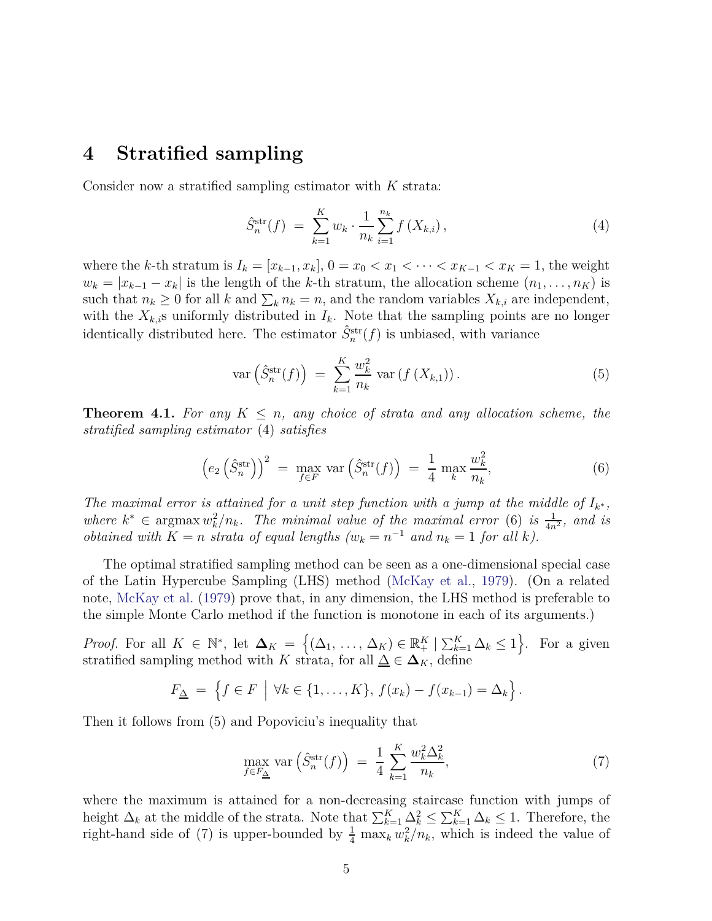# 4 Stratified sampling

Consider now a stratified sampling estimator with $K$ strata:

$$\hat{S}_n^{\mathrm{str}}(f) \;=\; \sum_{k=1}^{K} w_k \cdot \frac{1}{n_k} \sum_{i=1}^{n_k} f\left(X_{k,i}\right), \tag{4}$$

where the $k$-th stratum is $I_k = [x_{k-1}, x_k]$, $0 = x_0 < x_1 < \cdots < x_{K-1} < x_K = 1$, the weight $w_k = |x_{k-1} - x_k|$ is the length of the $k$-th stratum, the allocation scheme $(n_1, \ldots, n_K)$ is such that $n_k \geq 0$ for all $k$ and $\sum_k n_k = n$, and the random variables $X_{k,i}$ are independent, with the $X_{k,i}$s uniformly distributed in $I_k$. Note that the sampling points are no longer identically distributed here. The estimator $\hat{S}_n^{\mathrm{str}}(f)$ is unbiased, with variance

$$\mathrm{var}\left(\hat{S}_n^{\mathrm{str}}(f)\right) \;=\; \sum_{k=1}^{K} \frac{w_k^2}{n_k}\, \mathrm{var}\left(f\left(X_{k,1}\right)\right). \tag{5}$$

**Theorem 4.1.** *For any $K \leq n$, any choice of strata and any allocation scheme, the stratified sampling estimator* (4) *satisfies*

$$\left(e_2\left(\hat{S}_n^{\mathrm{str}}\right)\right)^2 \;=\; \max_{f \in F} \mathrm{var}\left(\hat{S}_n^{\mathrm{str}}(f)\right) \;=\; \frac{1}{4}\, \max_k \frac{w_k^2}{n_k}, \tag{6}$$

*The maximal error is attained for a unit step function with a jump at the middle of $I_{k^*}$, where $k^* \in \mathrm{argmax}\, w_k^2/n_k$. The minimal value of the maximal error* (6) *is $\frac{1}{4n^2}$, and is obtained with $K = n$ strata of equal lengths ($w_k = n^{-1}$ and $n_k = 1$ for all $k$).*

The optimal stratified sampling method can be seen as a one-dimensional special case of the Latin Hypercube Sampling (LHS) method (McKay et al., 1979). (On a related note, McKay et al. (1979) prove that, in any dimension, the LHS method is preferable to the simple Monte Carlo method if the function is monotone in each of its arguments.)

*Proof.* For all $K \in \mathbb{N}^*$, let $\boldsymbol{\Delta}_K = \left\{(\Delta_1, \ldots, \Delta_K) \in \mathbb{R}_+^K \mid \sum_{k=1}^{K} \Delta_k \leq 1\right\}$. For a given stratified sampling method with $K$ strata, for all $\underline{\Delta} \in \boldsymbol{\Delta}_K$, define

$$F_{\underline{\Delta}} \;=\; \left\{ f \in F \;\middle|\; \forall k \in \{1, \ldots, K\},\; f(x_k) - f(x_{k-1}) = \Delta_k \right\}.$$

Then it follows from (5) and Popoviciu's inequality that

$$\max_{f \in F_{\underline{\Delta}}} \mathrm{var}\left(\hat{S}_n^{\mathrm{str}}(f)\right) \;=\; \frac{1}{4} \sum_{k=1}^{K} \frac{w_k^2 \Delta_k^2}{n_k}, \tag{7}$$

where the maximum is attained for a non-decreasing staircase function with jumps of height $\Delta_k$ at the middle of the strata. Note that $\sum_{k=1}^{K} \Delta_k^2 \leq \sum_{k=1}^{K} \Delta_k \leq 1$. Therefore, the right-hand side of (7) is upper-bounded by $\frac{1}{4} \max_k w_k^2/n_k$, which is indeed the value of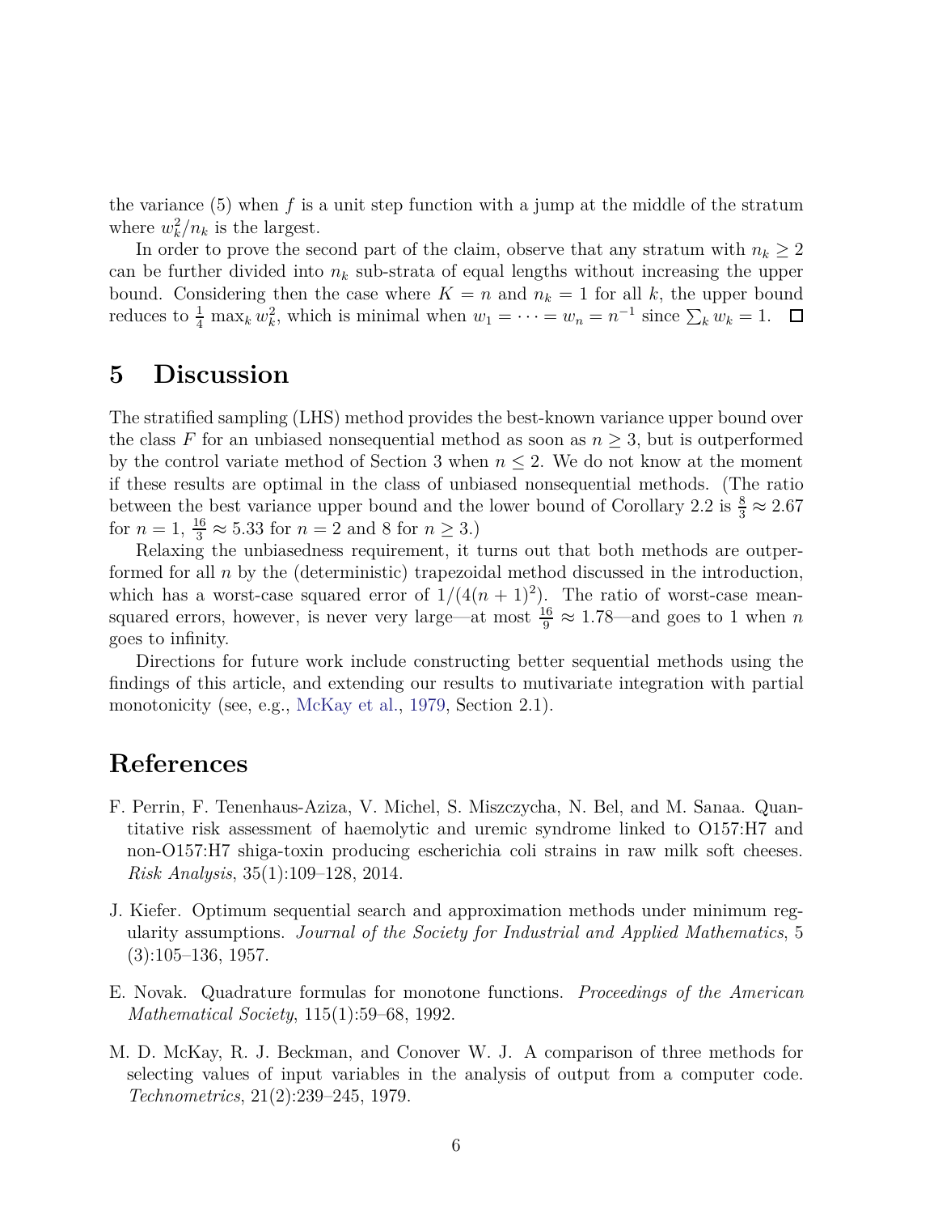the variance (5) when $f$ is a unit step function with a jump at the middle of the stratum where $w_k^2/n_k$ is the largest.

In order to prove the second part of the claim, observe that any stratum with $n_k \geq 2$ can be further divided into $n_k$ sub-strata of equal lengths without increasing the upper bound. Considering then the case where $K = n$ and $n_k = 1$ for all $k$, the upper bound reduces to $\frac{1}{4} \max_k w_k^2$, which is minimal when $w_1 = \cdots = w_n = n^{-1}$ since $\sum_k w_k = 1$. □

## 5 Discussion

The stratified sampling (LHS) method provides the best-known variance upper bound over the class $F$ for an unbiased nonsequential method as soon as $n \geq 3$, but is outperformed by the control variate method of Section 3 when $n \leq 2$. We do not know at the moment if these results are optimal in the class of unbiased nonsequential methods. (The ratio between the best variance upper bound and the lower bound of Corollary 2.2 is $\frac{8}{3} \approx 2.67$ for $n = 1$, $\frac{16}{3} \approx 5.33$ for $n = 2$ and 8 for $n \geq 3$.)

Relaxing the unbiasedness requirement, it turns out that both methods are outperformed for all $n$ by the (deterministic) trapezoidal method discussed in the introduction, which has a worst-case squared error of $1/(4(n+1)^2)$. The ratio of worst-case mean-squared errors, however, is never very large—at most $\frac{16}{9} \approx 1.78$—and goes to 1 when $n$ goes to infinity.

Directions for future work include constructing better sequential methods using the findings of this article, and extending our results to mutivariate integration with partial monotonicity (see, e.g., McKay et al., 1979, Section 2.1).

## References

F. Perrin, F. Tenenhaus-Aziza, V. Michel, S. Miszczycha, N. Bel, and M. Sanaa. Quantitative risk assessment of haemolytic and uremic syndrome linked to O157:H7 and non-O157:H7 shiga-toxin producing escherichia coli strains in raw milk soft cheeses. *Risk Analysis*, 35(1):109–128, 2014.

J. Kiefer. Optimum sequential search and approximation methods under minimum regularity assumptions. *Journal of the Society for Industrial and Applied Mathematics*, 5 (3):105–136, 1957.

E. Novak. Quadrature formulas for monotone functions. *Proceedings of the American Mathematical Society*, 115(1):59–68, 1992.

M. D. McKay, R. J. Beckman, and Conover W. J. A comparison of three methods for selecting values of input variables in the analysis of output from a computer code. *Technometrics*, 21(2):239–245, 1979.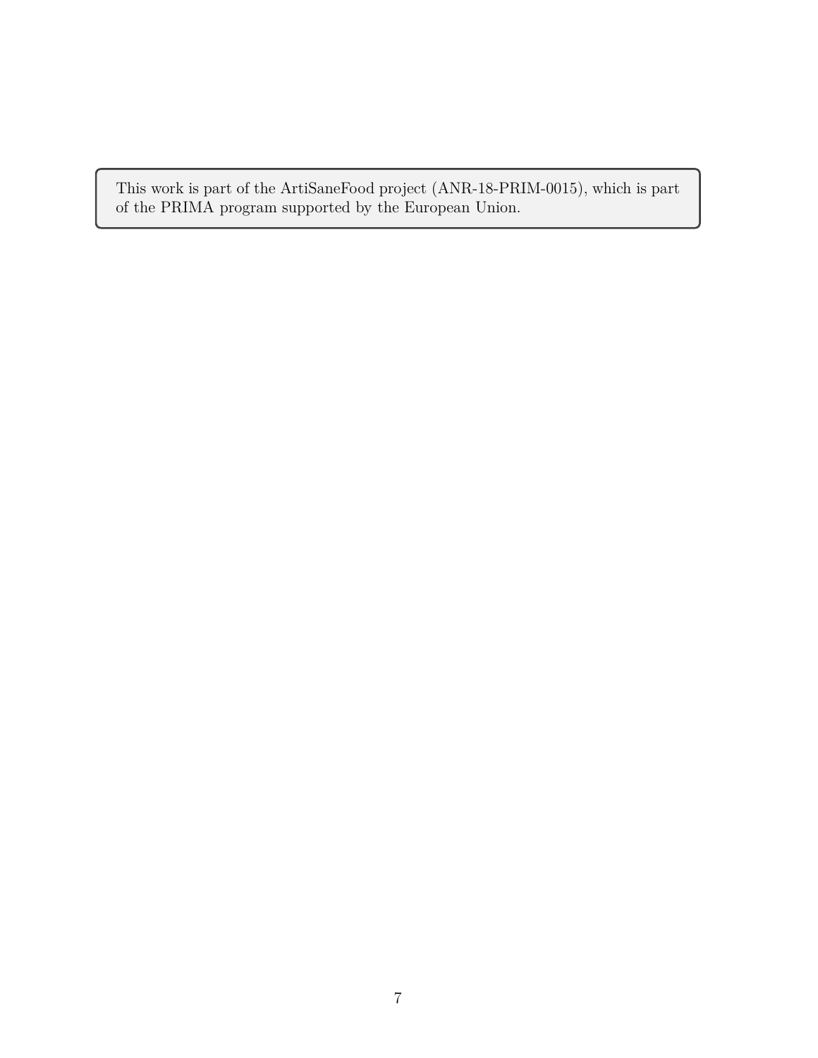This work is part of the ArtiSaneFood project (ANR-18-PRIM-0015), which is part of the PRIMA program supported by the European Union.